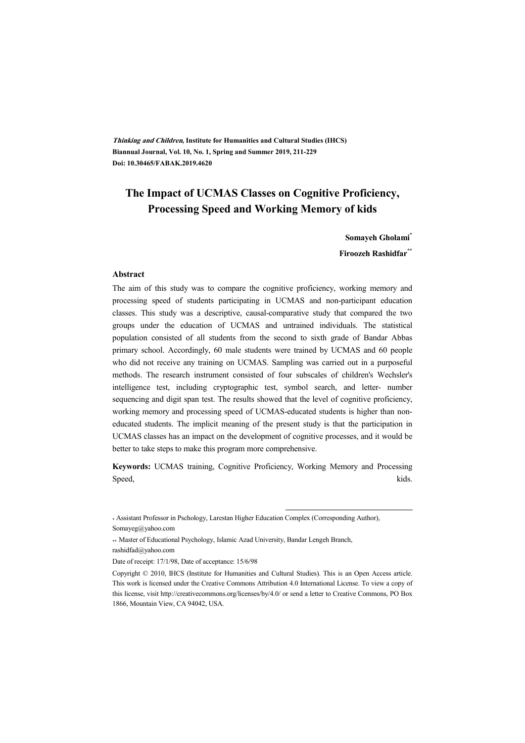*Thinking and Children*, **Institute for Humanities and Cultural Studies (IHCS)**
**Biannual Journal, Vol. 10, No. 1, Spring and Summer 2019, 211-229**
**Doi: 10.30465/FABAK.2019.4620**

# The Impact of UCMAS Classes on Cognitive Proficiency, Processing Speed and Working Memory of kids

**Somayeh Gholami***

**Firoozeh Rashidfar****

### Abstract

The aim of this study was to compare the cognitive proficiency, working memory and processing speed of students participating in UCMAS and non-participant education classes. This study was a descriptive, causal-comparative study that compared the two groups under the education of UCMAS and untrained individuals. The statistical population consisted of all students from the second to sixth grade of Bandar Abbas primary school. Accordingly, 60 male students were trained by UCMAS and 60 people who did not receive any training on UCMAS. Sampling was carried out in a purposeful methods. The research instrument consisted of four subscales of children's Wechsler's intelligence test, including cryptographic test, symbol search, and letter- number sequencing and digit span test. The results showed that the level of cognitive proficiency, working memory and processing speed of UCMAS-educated students is higher than non-educated students. The implicit meaning of the present study is that the participation in UCMAS classes has an impact on the development of cognitive processes, and it would be better to take steps to make this program more comprehensive.

**Keywords:** UCMAS training, Cognitive Proficiency, Working Memory and Processing Speed, kids.

---

\* Assistant Professor in Pschology, Larestan Higher Education Complex (Corresponding Author), Somayeg@yahoo.com

\*\* Master of Educational Psychology, Islamic Azad University, Bandar Lengeh Branch, rashidfad@yahoo.com

Date of receipt: 17/1/98, Date of acceptance: 15/6/98

Copyright © 2010, IHCS (Institute for Humanities and Cultural Studies). This is an Open Access article. This work is licensed under the Creative Commons Attribution 4.0 International License. To view a copy of this license, visit http://creativecommons.org/licenses/by/4.0/ or send a letter to Creative Commons, PO Box 1866, Mountain View, CA 94042, USA.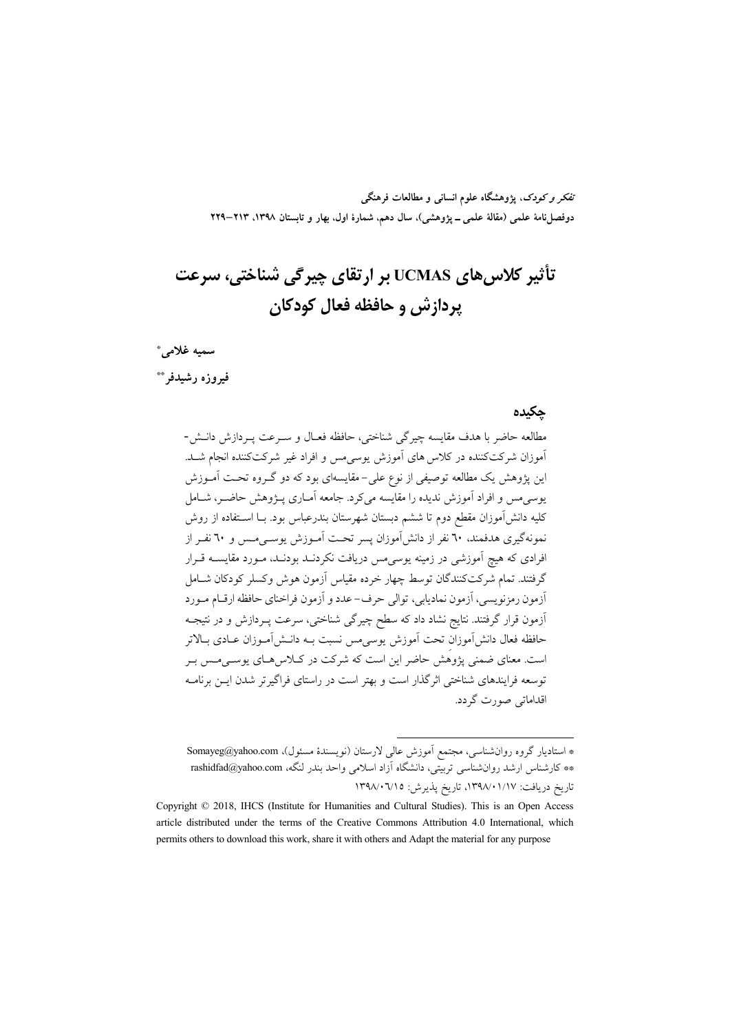*تفکر و کودک*، پژوهشگاه علوم انسانی و مطالعات فرهنگی
دوفصل‌نامهٔ علمی (مقالهٔ علمی ــ پژوهشی)، سال دهم، شمارهٔ اول، بهار و تابستان ۱۳۹۸، ۲۱۳–۲۲۹

# تأثیر کلاس‌های UCMAS بر ارتقای چیرگی شناختی، سرعت پردازش و حافظه فعال کودکان

**سمیه غلامی***

**فیروزه رشیدفر****

## چکیده

مطالعه حاضر با هدف مقایسه چیرگی شناختی، حافظه فعال و سرعت پردازش دانش‌آموزان شرکت‌کننده در کلاس های آموزش یوسی‌مس و افراد غیر شرکت‌کننده انجام شد. این پژوهش یک مطالعه توصیفی از نوع علی– مقایسه‌ای بود که دو گروه تحت آموزش یوسی‌مس و افراد آموزش ندیده را مقایسه می‌کرد. جامعه آماری پژوهش حاضر، شامل کلیه دانش‌آموزان مقطع دوم تا ششم دبستان شهرستان بندرعباس بود. با استفاده از روش نمونه‌گیری هدفمند، ٦٠ نفر از دانش‌آموزان پسر تحت آموزش یوسی‌مس و ٦٠ نفر از افرادی که هیچ آموزشی در زمینه یوسی‌مس دریافت نکردند بودند، مورد مقایسه قرار گرفتند. تمام شرکت‌کنندگان توسط چهار خرده مقیاس آزمون هوش وکسلر کودکان شامل آزمون رمزنویسی، آزمون نمادیابی، توالی حرف– عدد و آزمون فراخنای حافظه ارقام مورد آزمون قرار گرفتند. نتایج نشاد داد که سطح چیرگی شناختی، سرعت پردازش و در نتیجه حافظه فعال دانش‌آموزان تحت آموزش یوسی‌مس نسبت به دانش‌آموزان عادی بالاتر است. معنای ضمنی پژوهش حاضر این است که شرکت در کلاس‌های یوسی‌مس بر توسعه فرایندهای شناختی اثرگذار است و بهتر است در راستای فراگیرتر شدن این برنامه اقداماتی صورت گردد.

---

* استادیار گروه روان‌شناسی، مجتمع آموزش عالی لارستان (نویسندهٔ مسئول)، Somayeg@yahoo.com

** کارشناس ارشد روان‌شناسی تربیتی، دانشگاه آزاد اسلامی واحد بندر لنگه، rashidfad@yahoo.com

تاریخ دریافت: ۱۳۹۸/۰۱/۱۷، تاریخ پذیرش: ۱۳۹۸/۰۶/۱۵

Copyright © 2018, IHCS (Institute for Humanities and Cultural Studies). This is an Open Access article distributed under the terms of the Creative Commons Attribution 4.0 International, which permits others to download this work, share it with others and Adapt the material for any purpose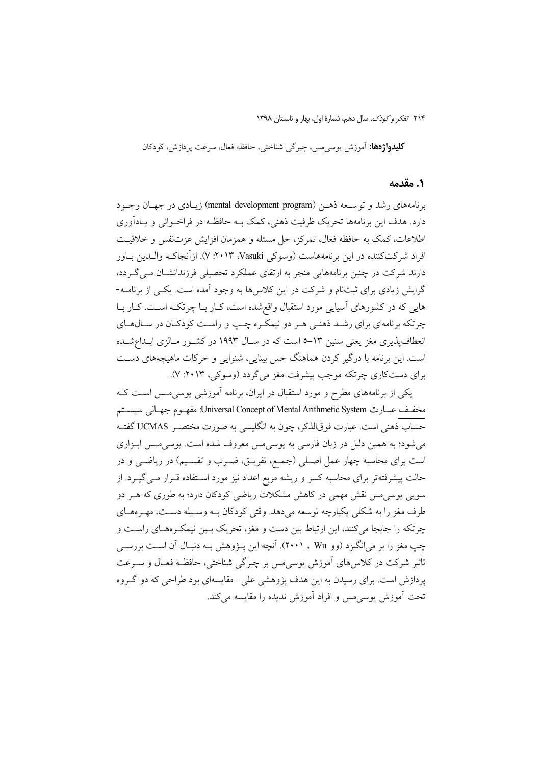**کلیدواژه‌ها:** آموزش یوسی‌مس، چیرگی شناختی، حافظه فعال، سرعت پردازش، کودکان

## ۱. مقدمه

برنامه‌های رشد و توسعه ذهن (mental development program) زیادی در جهان وجود دارد. هدف این برنامه‌ها تحریک ظرفیت ذهنی، کمک به حافظه در فراخوانی و یادآوری اطلاعات، کمک به حافظه فعال، تمرکز، حل مسئله و همزمان افزایش عزت‌نفس و خلاقیت افراد شرکت‌کننده در این برنامه‌هاست (وسوکی Vasuki، ۲۰۱۳: ۷). ازآنجاکه والدین باور دارند شرکت در چنین برنامه‌هایی منجر به ارتقای عملکرد تحصیلی فرزندانشان می‌گردد، گرایش زیادی برای ثبت‌نام و شرکت در این کلاس‌ها به وجود آمده است. یکی از برنامه‌هایی که در کشورهای آسیایی مورد استقبال واقع‌شده است، کار با چرتکه است. کار با چرتکه برنامه‌ای برای رشد ذهنی هر دو نیمکره چپ و راست کودکان در سال‌های انعطاف‌پذیری مغز یعنی سنین ۱۳–۵ است که در سال ۱۹۹۳ در کشور مالزی ابداع‌شده است. این برنامه با درگیر کردن هماهنگ حس بینایی، شنوایی و حرکات ماهیچه‌های دست برای دست‌کاری چرتکه موجب پیشرفت مغز می‌گردد (وسوکی، ۲۰۱۳: ۷).

یکی از برنامه‌های مطرح و مورد استقبال در ایران، برنامه آموزشی یوسی‌مس است که مخفف عبارت Universal Concept of Mental Arithmetic System: مفهوم جهانی سیستم حساب ذهنی است. عبارت فوق‌الذکر، چون به انگلیسی به صورت مختصر UCMAS گفته می‌شود؛ به همین دلیل در زبان فارسی به یوسی‌مس معروف شده است. یوسی‌مس ابزاری است برای محاسبه چهار عمل اصلی (جمع، تفریق، ضرب و تقسیم) در ریاضی و در حالت پیشرفته‌تر برای محاسبه کسر و ریشه مربع اعداد نیز مورد استفاده قرار می‌گیرد. از سویی یوسی‌مس نقش مهمی در کاهش مشکلات ریاضی کودکان دارد؛ به طوری که هر دو طرف مغز را به شکلی یکپارچه توسعه می‌دهد. وقتی کودکان به وسیله دست، مهره‌های چرتکه را جابجا می‌کنند، این ارتباط بین دست و مغز، تحریک بین نیمکره‌های راست و چپ مغز را بر می‌انگیزد (وو Wu ، ۲۰۰۱). آنچه این پژوهش به دنبال آن است بررسی تاثیر شرکت در کلاس‌های آموزش یوسی‌مس بر چیرگی شناختی، حافظه فعال و سرعت پردازش است. برای رسیدن به این هدف پژوهشی علی–مقایسه‌ای بود طراحی که دو گروه تحت آموزش یوسی‌مس و افراد آموزش ندیده را مقایسه می‌کند.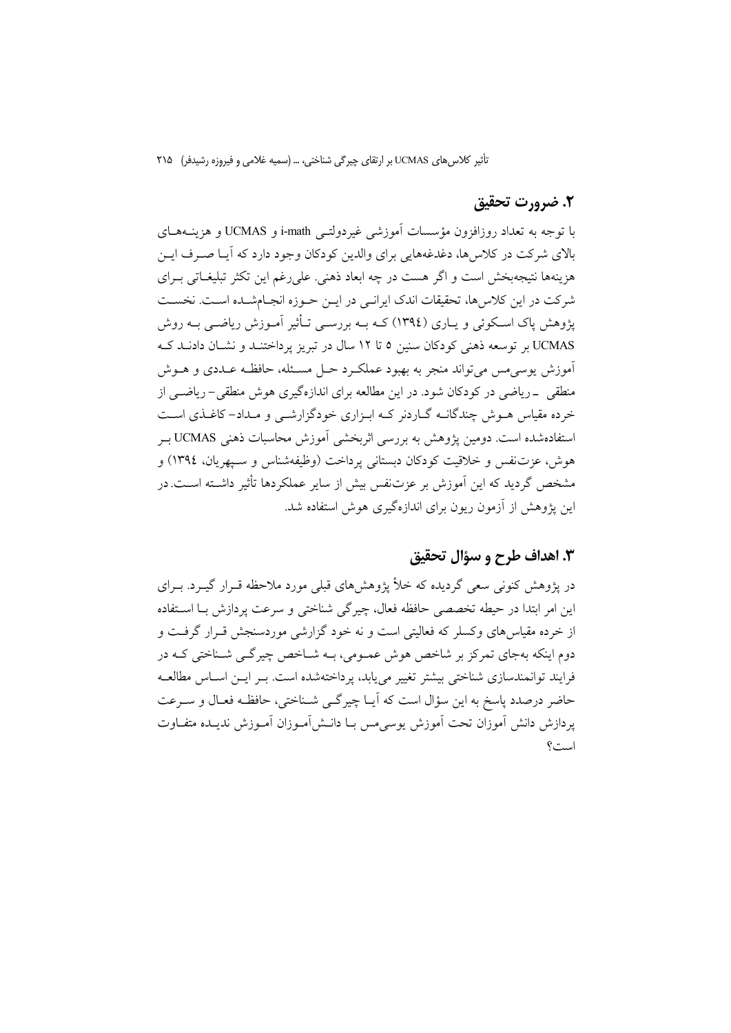## ۲. ضرورت تحقیق

با توجه به تعداد روزافزون مؤسسات آموزشی غیردولتی i-math و UCMAS و هزینه‌های بالای شرکت در کلاس‌ها، دغدغه‌هایی برای والدین کودکان وجود دارد که آیا صرف این هزینه‌ها نتیجه‌بخش است و اگر هست در چه ابعاد ذهنی. علی‌رغم این تکثر تبلیغاتی برای شرکت در این کلاس‌ها، تحقیقات اندک ایرانی در این حوزه انجام‌شده است. نخست پژوهش پاک اسکوئی و یاری (۱۳۹٤) که به بررسی تأثیر آموزش ریاضی به روش UCMAS بر توسعه ذهنی کودکان سنین ۵ تا ۱۲ سال در تبریز پرداختند و نشان دادند که آموزش یوسی‌مس می‌تواند منجر به بهبود عملکرد حل مسئله، حافظه عددی و هوش منطقی ـ ریاضی در کودکان شود. در این مطالعه برای اندازه‌گیری هوش منطقی- ریاضی از خرده مقیاس هوش چندگانه گاردنر که ابزاری خودگزارشی و مداد- کاغذی است استفاده‌شده است. دومین پژوهش به بررسی اثربخشی آموزش محاسبات ذهنی UCMAS بر هوش، عزت‌نفس و خلاقیت کودکان دبستانی پرداخت (وظیفه‌شناس و سپهریان، ۱۳۹٤) و مشخص گردید که این آموزش بر عزت‌نفس بیش از سایر عملکردها تأثیر داشته است. در این پژوهش از آزمون ریون برای اندازه‌گیری هوش استفاده شد.

## ۳. اهداف طرح و سؤال تحقیق

در پژوهش کنونی سعی گردیده که خلأ پژوهش‌های قبلی مورد ملاحظه قرار گیرد. برای این امر ابتدا در حیطه تخصصی حافظه فعال، چیرگی شناختی و سرعت پردازش با استفاده از خرده مقیاس‌های وکسلر که فعالیتی است و نه خود گزارشی موردسنجش قرار گرفت و دوم اینکه به‌جای تمرکز بر شاخص هوش عمومی، به شاخص چیرگی شناختی که در فرایند توانمندسازی شناختی بیشتر تغییر می‌یابد، پرداخته‌شده است. بر این اساس مطالعه حاضر درصدد پاسخ به این سؤال است که آیا چیرگی شناختی، حافظه فعال و سرعت پردازش دانش آموزان تحت آموزش یوسی‌مس با دانش‌آموزان آموزش ندیده متفاوت است؟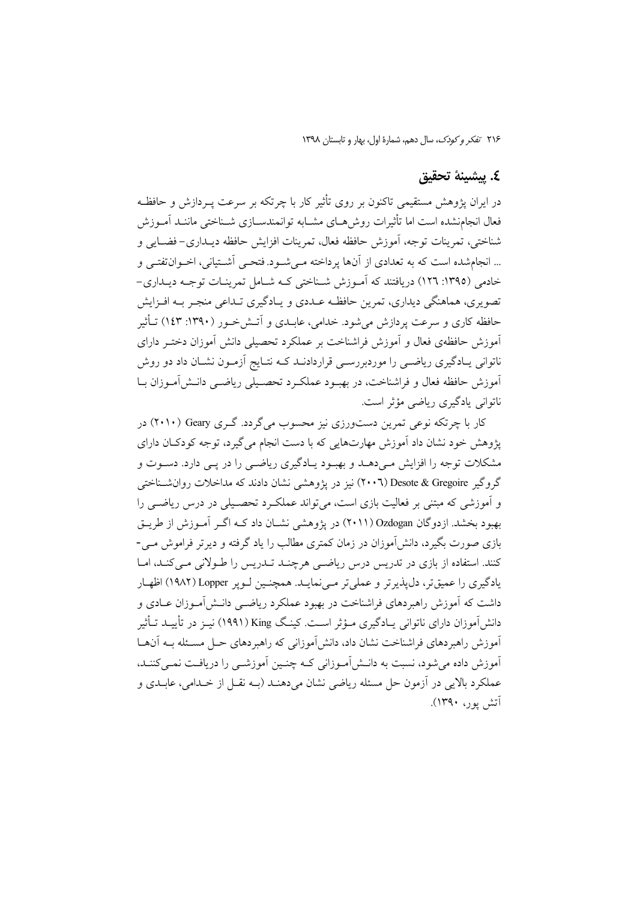## ٤. پیشینهٔ تحقیق

در ایران پژوهش مستقیمی تاکنون بر روی تأثیر کار با چرتکه بر سرعت پردازش و حافظه فعال انجام‌نشده است اما تأثیرات روش‌های مشابه توانمندسازی شناختی مانند آموزش شناختی، تمرینات توجه، آموزش حافظه فعال، تمرینات افزایش حافظه دیداری- فضایی و ... انجام‌شده است که به تعدادی از آن‌ها پرداخته می‌شود. فتحی آشتیانی، اخوان‌تفتی و خادمی (١٣٩٥: ١٢٦) دریافتند که آموزش شناختی که شامل تمرینات توجه دیداری- تصویری، هماهنگی دیداری، تمرین حافظه عددی و یادگیری تداعی منجر به افزایش حافظه کاری و سرعت پردازش می‌شود. خدامی، عابدی و آتش‌خور (١٣٩٠: ١٤٣) تأثیر آموزش حافظه‌ی فعال و آموزش فراشناخت بر عملکرد تحصیلی دانش آموزان دختر دارای ناتوانی یادگیری ریاضی را موردبررسی قراردادند که نتایج آزمون نشان داد دو روش آموزش حافظه فعال و فراشناخت، در بهبود عملکرد تحصیلی ریاضی دانش‌آموزان با ناتوانی یادگیری ریاضی مؤثر است.

کار با چرتکه نوعی تمرین دست‌ورزی نیز محسوب می‌گردد. گری Geary (٢٠١٠) در پژوهش خود نشان داد آموزش مهارت‌هایی که با دست انجام می‌گیرد، توجه کودکان دارای مشکلات توجه را افزایش می‌دهد و بهبود یادگیری ریاضی را در پی دارد. دسوت و گروگیر Desote & Gregoire (٢٠٠٦) نیز در پژوهشی نشان دادند که مداخلات روان‌شناختی و آموزشی که مبتنی بر فعالیت بازی است، می‌تواند عملکرد تحصیلی در درس ریاضی را بهبود بخشد. ازدوگان Ozdogan (٢٠١١) در پژوهشی نشان داد که اگر آموزش از طریق بازی صورت بگیرد، دانش‌آموزان در زمان کمتری مطالب را یاد گرفته و دیرتر فراموش می‌کنند. استفاده از بازی در تدریس درس ریاضی هرچند تدریس را طولانی می‌کند، اما یادگیری را عمیق‌تر، دل‌پذیرتر و عملی‌تر می‌نماید. همچنین لوپر Lopper (١٩٨٢) اظهار داشت که آموزش راهبردهای فراشناخت در بهبود عملکرد ریاضی دانش‌آموزان عادی و دانش‌آموزان دارای ناتوانی یادگیری مؤثر است. کینگ King (١٩٩١) نیز در تأیید تأثیر آموزش راهبردهای فراشناخت نشان داد، دانش‌آموزانی که راهبردهای حل مسئله به آن‌ها آموزش داده می‌شود، نسبت به دانش‌آموزانی که چنین آموزشی را دریافت نمی‌کنند، عملکرد بالایی در آزمون حل مسئله ریاضی نشان می‌دهند (به نقل از خدامی، عابدی و آتش پور، ١٣٩٠).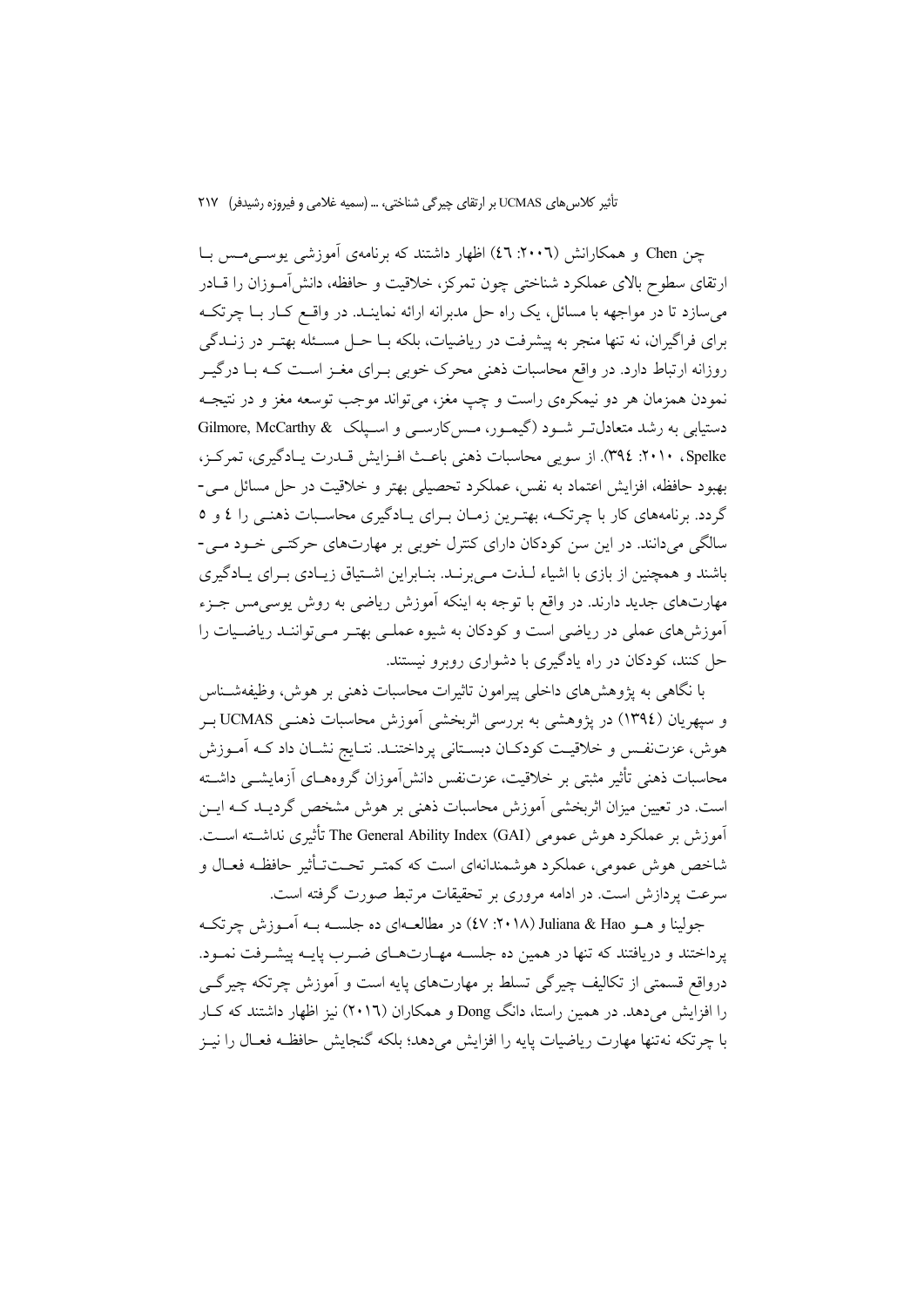چن Chen و همکارانش (۲۰۰۶: ۴۶) اظهار داشتند که برنامه‌ی آموزشی یوسی‌مس با ارتقای سطوح بالای عملکرد شناختی چون تمرکز، خلاقیت و حافظه، دانش‌آموزان را قادر می‌سازد تا در مواجهه با مسائل، یک راه حل مدبرانه ارائه نمایند. در واقع کار با چرتکه برای فراگیران، نه تنها منجر به پیشرفت در ریاضیات، بلکه با حل مسئله بهتر در زندگی روزانه ارتباط دارد. در واقع محاسبات ذهنی محرک خوبی برای مغز است که با درگیر نمودن همزمان هر دو نیمکره‌ی راست و چپ مغز، می‌تواند موجب توسعه مغز و در نتیجه دستیابی به رشد متعادل‌تر شود (گیمور، مس‌کارسی و اسپلک Gilmore, McCarthy & Spelke، ۲۰۱۰: ۳۹۴). از سویی محاسبات ذهنی باعث افزایش قدرت یادگیری، تمرکز، بهبود حافظه، افزایش اعتماد به نفس، عملکرد تحصیلی بهتر و خلاقیت در حل مسائل می‌گردد. برنامه‌های کار با چرتکه، بهترین زمان برای یادگیری محاسبات ذهنی را ۴ و ۵ سالگی می‌دانند. در این سن کودکان دارای کنترل خوبی بر مهارت‌های حرکتی خود می‌باشند و همچنین از بازی با اشیاء لذت می‌برند. بنابراین اشتیاق زیادی برای یادگیری مهارت‌های جدید دارند. در واقع با توجه به اینکه آموزش ریاضی به روش یوسی‌مس جزء آموزش‌های عملی در ریاضی است و کودکان به شیوه عملی بهتر می‌توانند ریاضیات را حل کنند، کودکان در راه یادگیری با دشواری روبرو نیستند.

با نگاهی به پژوهش‌های داخلی پیرامون تاثیرات محاسبات ذهنی بر هوش، وظیفه‌شناس و سپهریان (۱۳۹۴) در پژوهشی به بررسی اثربخشی آموزش محاسبات ذهنی UCMAS بر هوش، عزت‌نفس و خلاقیت کودکان دبستانی پرداختند. نتایج نشان داد که آموزش محاسبات ذهنی تأثیر مثبتی بر خلاقیت، عزت‌نفس دانش‌آموزان گروه‌های آزمایشی داشته است. در تعیین میزان اثربخشی آموزش محاسبات ذهنی بر هوش مشخص گردید که این آموزش بر عملکرد هوش عمومی The General Ability Index (GAI) تأثیری نداشته است. شاخص هوش عمومی، عملکرد هوشمندانه‌ای است که کمتر تحت‌تأثیر حافظه فعال و سرعت پردازش است. در ادامه مروری بر تحقیقات مرتبط صورت گرفته است.

جولینا و هو Juliana & Hao (۲۰۱۸: ۴۷) در مطالعه‌ای ده جلسه به آموزش چرتکه پرداختند و دریافتند که تنها در همین ده جلسه مهارت‌های ضرب پایه پیشرفت نمود. درواقع قسمتی از تکالیف چیرگی تسلط بر مهارت‌های پایه است و آموزش چرتکه چیرگی را افزایش می‌دهد. در همین راستا، دانگ Dong و همکاران (۲۰۱۶) نیز اظهار داشتند که کار با چرتکه نه‌تنها مهارت ریاضیات پایه را افزایش می‌دهد؛ بلکه گنجایش حافظه فعال را نیز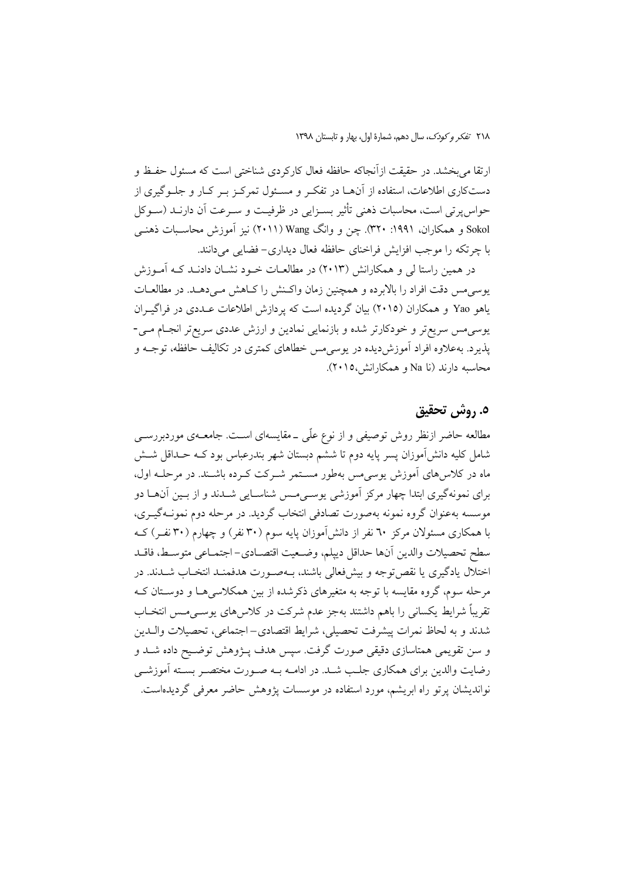ارتقا می‌بخشد. در حقیقت ازآنجاکه حافظه فعال کارکردی شناختی است که مسئول حفظ و دست‌کاری اطلاعات، استفاده از آن‌ها در تفکر و مسئول تمرکز بر کار و جلوگیری از حواس‌پرتی است، محاسبات ذهنی تأثیر بسزایی در ظرفیت و سرعت آن دارند (سوکل Sokol و همکاران، ۱۹۹۱: ۳۲۰). چن و وانگ Wang (۲۰۱۱) نیز آموزش محاسبات ذهنی با چرتکه را موجب افزایش فراخنای حافظه فعال دیداری- فضایی می‌دانند.

در همین راستا لی و همکارانش (۲۰۱۳) در مطالعات خود نشان دادند که آموزش یوسی‌مس دقت افراد را بالابرده و همچنین زمان واکنش را کاهش می‌دهد. در مطالعات یاهو Yao و همکاران (۲۰۱۵) بیان گردیده است که پردازش اطلاعات عددی در فراگیران یوسی‌مس سریع‌تر و خودکارتر شده و بازنمایی نمادین و ارزش عددی سریع‌تر انجام می‌پذیرد. به‌علاوه افراد آموزش‌دیده در یوسی‌مس خطاهای کمتری در تکالیف حافظه، توجه و محاسبه دارند (نا Na و همکارانش،۲۰۱۵).

## ۵. روش تحقیق

مطالعه حاضر ازنظر روش توصیفی و از نوع علّی ـ مقایسه‌ای است. جامعه‌ی موردبررسی شامل کلیه دانش‌آموزان پسر پایه دوم تا ششم دبستان شهر بندرعباس بود که حداقل شش ماه در کلاس‌های آموزش یوسی‌مس به‌طور مستمر شرکت کرده باشند. در مرحله اول، برای نمونه‌گیری ابتدا چهار مرکز آموزشی یوسی‌مس شناسایی شدند و از بین آن‌ها دو موسسه به‌عنوان گروه نمونه به‌صورت تصادفی انتخاب گردید. در مرحله دوم نمونه‌گیری، با همکاری مسئولان مرکز ٦٠ نفر از دانش‌آموزان پایه سوم (۳۰ نفر) و چهارم (۳۰ نفر) که سطح تحصیلات والدین آن‌ها حداقل دیپلم، وضعیت اقتصادی- اجتماعی متوسط، فاقد اختلال یادگیری یا نقص‌توجه و بیش‌فعالی باشند، به‌صورت هدفمند انتخاب شدند. در مرحله سوم، گروه مقایسه با توجه به متغیرهای ذکرشده از بین همکلاسی‌ها و دوستان که تقریباً شرایط یکسانی را باهم داشتند به‌جز عدم شرکت در کلاس‌های یوسی‌مس انتخاب شدند و به لحاظ نمرات پیشرفت تحصیلی، شرایط اقتصادی- اجتماعی، تحصیلات والدین و سن تقویمی همتاسازی دقیقی صورت گرفت. سپس هدف پژوهش توضیح داده شد و رضایت والدین برای همکاری جلب شد. در ادامه به صورت مختصر بسته آموزشی نواندیشان پرتو راه ابریشم، مورد استفاده در موسسات پژوهش حاضر معرفی گردیده‌است.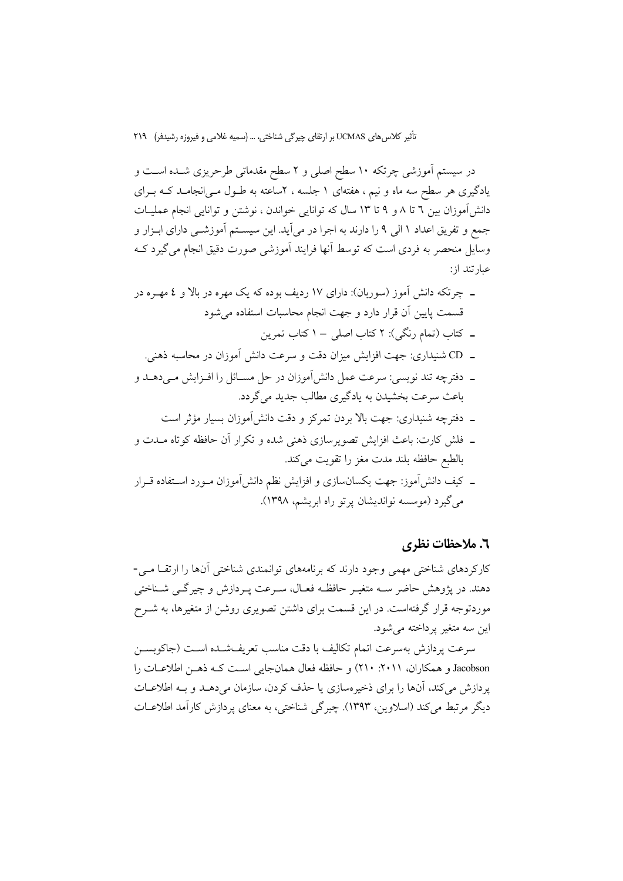در سیستم آموزشی چرتکه ۱۰ سطح اصلی و ۲ سطح مقدماتی طرحریزی شـده اسـت و یادگیری هر سطح سه ماه و نیم ، هفته‌ای ۱ جلسه ، ۲ساعته به طـول مـی‌انجامـد کـه بـرای دانش‌آموزان بین ٦ تا ٨ و ٩ تا ١٣ سال که توانایی خواندن ، نوشتن و توانایی انجام عملیـات جمع و تفریق اعداد ۱ الی ۹ را دارند به اجرا در می‌آید. این سیسـتم آموزشـی دارای ابـزار و وسایل منحصر به فردی است که توسط آنها فرایند آموزشی صورت دقیق انجام می‌گیرد کـه عبارتند از:

- چرتکه دانش آموز (سوربان): دارای ۱۷ ردیف بوده که یک مهره در بالا و ٤ مهـره در قسمت پایین آن قرار دارد و جهت انجام محاسبات استفاده می‌شود
- کتاب (تمام رنگی): ۲ کتاب اصلی – ۱ کتاب تمرین
- CD شنیداری: جهت افزایش میزان دقت و سرعت دانش آموزان در محاسبه ذهنی.
- دفترچه تند نویسی: سرعت عمل دانش‌آموزان در حل مسـائل را افـزایش مـی‌دهـد و باعث سرعت بخشیدن به یادگیری مطالب جدید می‌گردد.
- دفترچه شنیداری: جهت بالا بردن تمرکز و دقت دانش‌آموزان بسیار مؤثر است
- فلش کارت: باعث افزایش تصویرسازی ذهنی شده و تکرار آن حافظه کوتاه مـدت و بالطبع حافظه بلند مدت مغز را تقویت می‌کند.
- کیف دانش‌آموز: جهت یکسان‌سازی و افزایش نظم دانش‌آموزان مـورد اسـتفاده قـرار می‌گیرد (موسسه نواندیشان پرتو راه ابریشم، ۱۳۹۸).

## ٦. ملاحظات نظری

کارکردهای شناختی مهمی وجود دارند که برنامه‌های توانمندی شناختی آنها را ارتقـا مـی-دهند. در پژوهش حاضر سـه متغیـر حافظـه فعـال، سـرعت پـردازش و چیرگـی شـناختی موردتوجه قرار گرفته‌است. در این قسمت برای داشتن تصویری روشن از متغیرها، به شـرح این سه متغیر پرداخته می‌شود.

سرعت پردازش به‌سرعت اتمام تکالیف با دقت مناسب تعریف‌شـده اسـت (جاکوبسـن Jacobson و همکاران، ۲۰۱۱: ۲۱۰) و حافظه فعال همان‌جایی اسـت کـه ذهـن اطلاعـات را پردازش می‌کند، آن‌ها را برای ذخیره‌سازی یا حذف کردن، سازمان می‌دهـد و بـه اطلاعـات دیگر مرتبط می‌کند (اسلاوین، ۱۳۹۳). چیرگی شناختی، به معنای پردازش کارآمد اطلاعـات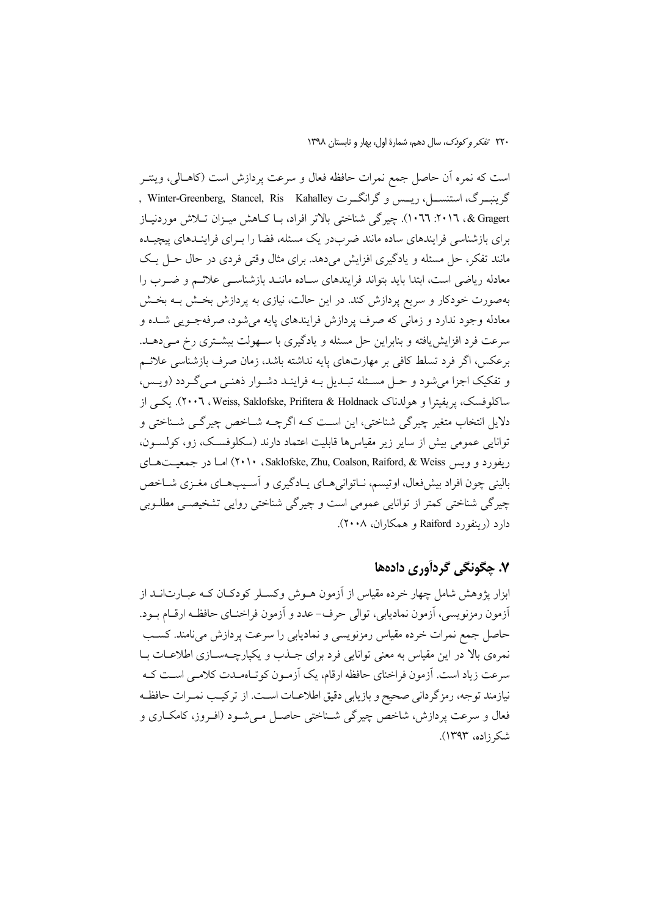است که نمره آن حاصل جمع نمرات حافظه فعال و سرعت پردازش است (کاهالی، وینتر گرینبرگ، استنسل، ریس و گرانگرت Kahalley Winter-Greenberg, Stancel, Ris & Gragert ، ۲۰۱۶: ۱۰۶۶). چیرگی شناختی بالاتر افراد، با کاهش میزان تلاش موردنیاز برای بازشناسی فرایندهای ساده مانند ضرب‌در یک مسئله، فضا را برای فرایندهای پیچیده مانند تفکر، حل مسئله و یادگیری افزایش می‌دهد. برای مثال وقتی فردی در حال حل یک معادله ریاضی است، ابتدا باید بتواند فرایندهای ساده مانند بازشناسی علائم و ضرب را به‌صورت خودکار و سریع پردازش کند. در این حالت، نیازی به پردازش بخش به بخش معادله وجود ندارد و زمانی که صرف پردازش فرایندهای پایه می‌شود، صرفه‌جویی شده و سرعت فرد افزایش‌یافته و بنابراین حل مسئله و یادگیری با سهولت بیشتری رخ می‌دهد. برعکس، اگر فرد تسلط کافی بر مهارت‌های پایه نداشته باشد، زمان صرف بازشناسی علائم و تفکیک اجزا می‌شود و حل مسئله تبدیل به فرایند دشوار ذهنی می‌گردد (ویس، ساکلوفسک، پریفیترا و هولدناک Weiss, Saklofske, Prifitera & Holdnack ، ۲۰۰۶). یکی از دلایل انتخاب متغیر چیرگی شناختی، این است که اگرچه شاخص چیرگی شناختی و توانایی عمومی بیش از سایر زیر مقیاس‌ها قابلیت اعتماد دارند (سکلوفسک، زو، کولسون، ریفورد و ویس Saklofske, Zhu, Coalson, Raiford, & Weiss ، ۲۰۱۰) اما در جمعیت‌های بالینی چون افراد بیش‌فعال، اوتیسم، ناتوانی‌های یادگیری و آسیب‌های مغزی شاخص چیرگی شناختی کمتر از توانایی عمومی است و چیرگی شناختی روایی تشخیصی مطلوبی دارد (رینفورد Raiford و همکاران، ۲۰۰۸).

## ۷. چگونگی گردآوری داده‌ها

ابزار پژوهش شامل چهار خرده مقیاس از آزمون هوش وکسلر کودکان که عبارت‌اند از آزمون رمزنویسی، آزمون نمادیابی، توالی حرف- عدد و آزمون فراخنای حافظه ارقام بود. حاصل جمع نمرات خرده مقیاس رمزنویسی و نمادیابی را سرعت پردازش می‌نامند. کسب نمره‌ی بالا در این مقیاس به معنی توانایی فرد برای جذب و یکپارچه‌سازی اطلاعات با سرعت زیاد است. آزمون فراخنای حافظه ارقام، یک آزمون کوتاه‌مدت کلامی است که نیازمند توجه، رمزگردانی صحیح و بازیابی دقیق اطلاعات است. از ترکیب نمرات حافظه فعال و سرعت پردازش، شاخص چیرگی شناختی حاصل می‌شود (افروز، کامکاری و شکرزاده، ۱۳۹۳).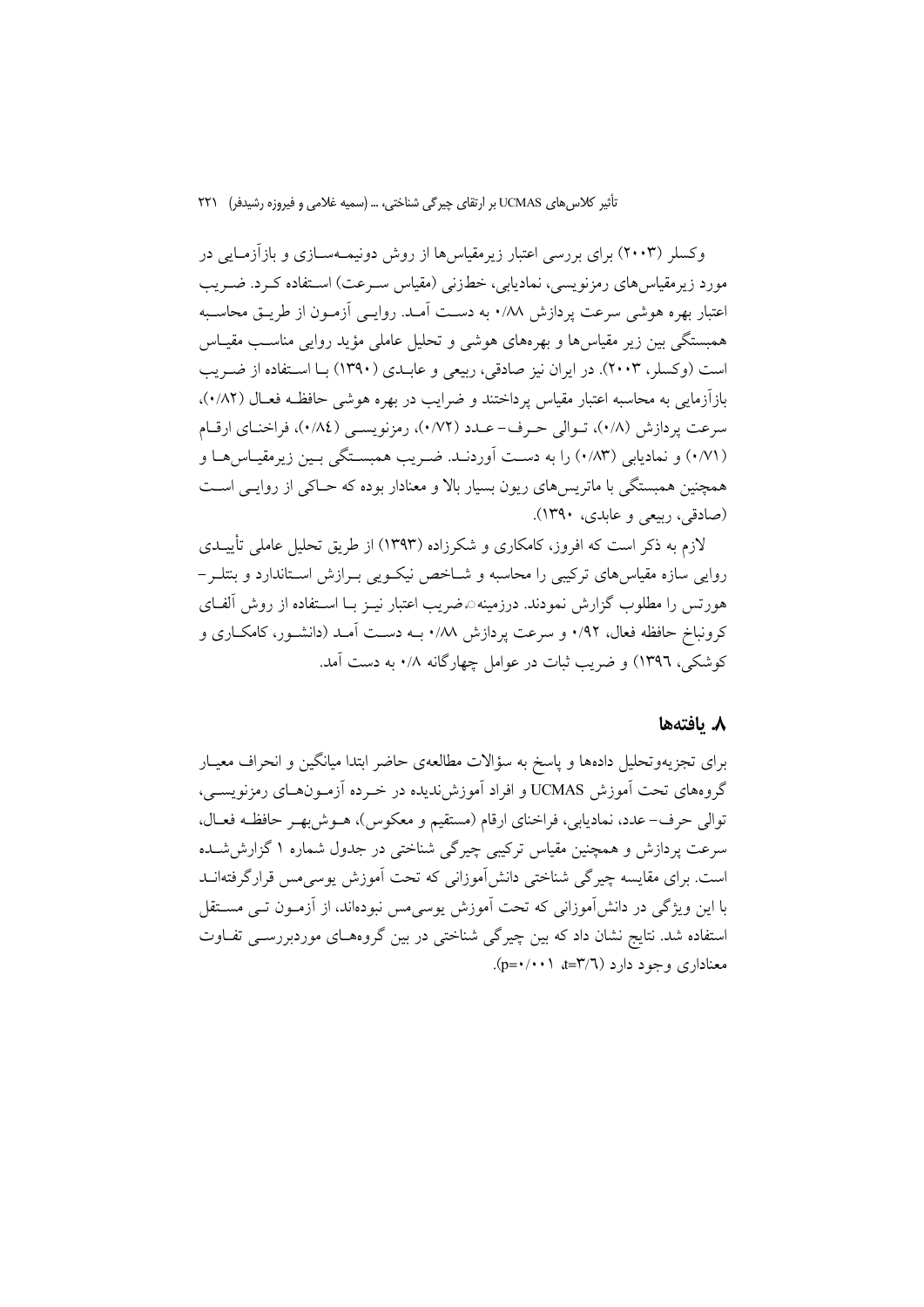وکسلر (۲۰۰۳) برای بررسی اعتبار زیرمقیاس‌ها از روش دونیمه‌سازی و بازآزمایی در مورد زیرمقیاس‌های رمزنویسی، نمادیابی، خط‌زنی (مقیاس سرعت) استفاده کرد. ضریب اعتبار بهره هوشی سرعت پردازش ۰/۸۸ به دست آمد. روایی آزمون از طریق محاسبه همبستگی بین زیر مقیاس‌ها و بهره‌های هوشی و تحلیل عاملی مؤید روایی مناسب مقیاس است (وکسلر، ۲۰۰۳). در ایران نیز صادقی، ربیعی و عابدی (۱۳۹۰) با استفاده از ضریب بازآزمایی به محاسبه اعتبار مقیاس پرداختند و ضرایب در بهره هوشی حافظه فعال (۰/۸۲)، سرعت پردازش (۰/۸)، توالی حرف- عدد (۰/۷۲)، رمزنویسی (۰/۸٤)، فراخنای ارقام (۰/۷۱) و نمادیابی (۰/۸۳) را به دست آوردند. ضریب همبستگی بین زیرمقیاس‌ها و همچنین همبستگی با ماتریس‌های ریون بسیار بالا و معنادار بوده که حاکی از روایی است (صادقی، ربیعی و عابدی، ۱۳۹۰).

لازم به ذکر است که افروز، کامکاری و شکرزاده (۱۳۹۳) از طریق تحلیل عاملی تأییدی روایی سازه مقیاس‌های ترکیبی را محاسبه و شاخص نیکویی برازش استاندارد و بنتلر- هورتس را مطلوب گزارش نمودند. درزمینه، ضریب اعتبار نیز با استفاده از روش آلفای کرونباخ حافظه فعال، ۰/۹۲ و سرعت پردازش ۰/۸۸ به دست آمد (دانشور، کامکاری و کوشکی، ۱۳۹٦) و ضریب ثبات در عوامل چهارگانه ۰/۸ به دست آمد.

## ۸. یافته‌ها

برای تجزیه‌وتحلیل داده‌ها و پاسخ به سؤالات مطالعه‌ی حاضر ابتدا میانگین و انحراف معیار گروه‌های تحت آموزش UCMAS و افراد آموزش‌ندیده در خرده آزمون‌های رمزنویسی، توالی حرف- عدد، نمادیابی، فراخنای ارقام (مستقیم و معکوس)، هوش‌بهر حافظه فعال، سرعت پردازش و همچنین مقیاس ترکیبی چیرگی شناختی در جدول شماره ۱ گزارش شده است. برای مقایسه چیرگی شناختی دانش‌آموزانی که تحت آموزش یوسی‌مس قرارگرفته‌اند با این ویژگی در دانش‌آموزانی که تحت آموزش یوسی‌مس نبوده‌اند، از آزمون تی مستقل استفاده شد. نتایج نشان داد که بین چیرگی شناختی در بین گروه‌های موردبررسی تفاوت معناداری وجود دارد ($t=۳/٦$، $p=۰/۰۰۱$).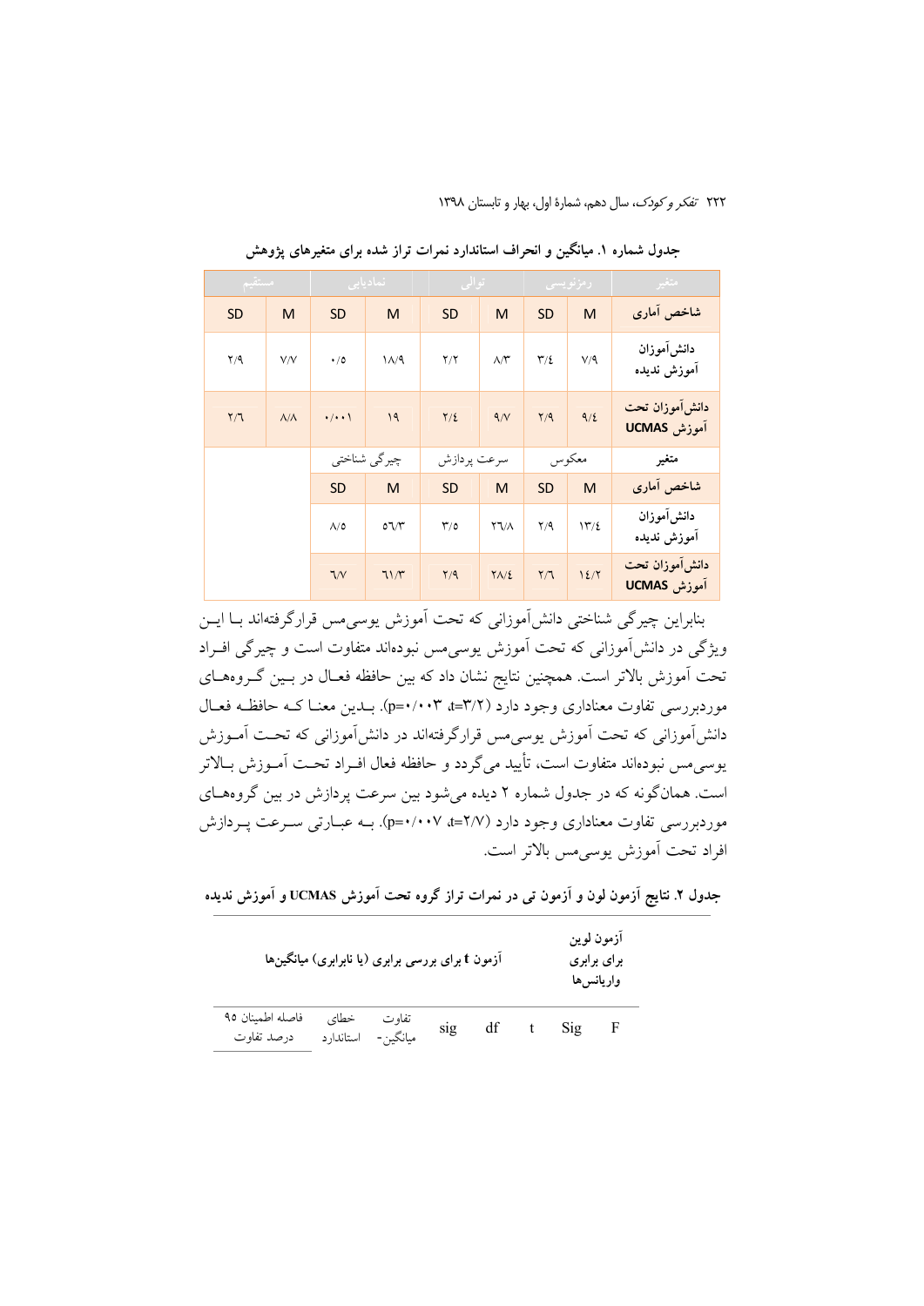جدول شماره ۱. میانگین و انحراف استاندارد نمرات تراز شده برای متغیرهای پژوهش

| متغیر | رمزنویسی | | توالی | | نمادیابی | | مستقیم | |
|---|---|---|---|---|---|---|---|---|
| شاخص آماری | M | SD | M | SD | M | SD | M | SD |
| دانش‌آموزان آموزش ندیده | ۷/۹ | ۳/٤ | ۸/۳ | ۲/۲ | ۱۸/۹ | ۰/۵ | ۷/۷ | ۲/۹ |
| دانش‌آموزان تحت آموزش UCMAS | ۹/٤ | ۲/۹ | ۹/۷ | ۲/٤ | ۱۹ | ۰/۰۰۱ | ۸/۸ | ۲/٦ |
| متغیر | معکوس | | سرعت پردازش | | چیرگی شناختی | | | |
| شاخص آماری | M | SD | M | SD | M | SD | | |
| دانش‌آموزان آموزش ندیده | ۱۳/٤ | ۲/۹ | ۲٦/۸ | ۳/۵ | ٥٦/۳ | ۸/۵ | | |
| دانش‌آموزان تحت آموزش UCMAS | ۱٤/۲ | ۲/٦ | ۲۸/٤ | ۲/۹ | ٦۱/۳ | ٦/۷ | | |

بنابراین چیرگی شناختی دانش‌آموزانی که تحت آموزش یوسی‌مس قرارگرفته‌اند بـا ایـن ویژگی در دانش‌آموزانی که تحت آموزش یوسی‌مس نبوده‌اند متفاوت است و چیرگی افـراد تحت آموزش بالاتر است. همچنین نتایج نشان داد که بین حافظه فعـال در بـین گـروه‌هـای موردبررسی تفاوت معناداری وجود دارد (t=۳/۲، p=۰/۰۰۳). بـدین معنـا کـه حافظـه فعـال دانش‌آموزانی که تحت آموزش یوسی‌مس قرارگرفته‌اند در دانش‌آموزانی که تحـت آمـوزش یوسی‌مس نبوده‌اند متفاوت است، تأیید می‌گردد و حافظه فعال افـراد تحـت آمـوزش بـالاتر است. همان‌گونه که در جدول شماره ۲ دیده می‌شود بین سرعت پردازش در بین گروه‌هـای موردبررسی تفاوت معناداری وجود دارد (t=۲/۷، p=۰/۰۰۷). بـه عبـارتی سـرعت پـردازش افراد تحت آموزش یوسی‌مس بالاتر است.

**جدول ۲. نتایج آزمون لون و آزمون تی در نمرات تراز گروه تحت آموزش UCMAS و آموزش ندیده**

| آزمون لوین برای برابری واریانس‌ها | | آزمون t برای بررسی برابری (یا نابرابری) میانگین‌ها | | | | | |
|---|---|---|---|---|---|---|---|
| F | Sig | t | df | sig | تفاوت میانگین- | خطای استاندارد | فاصله اطمینان ۹۵ درصد تفاوت |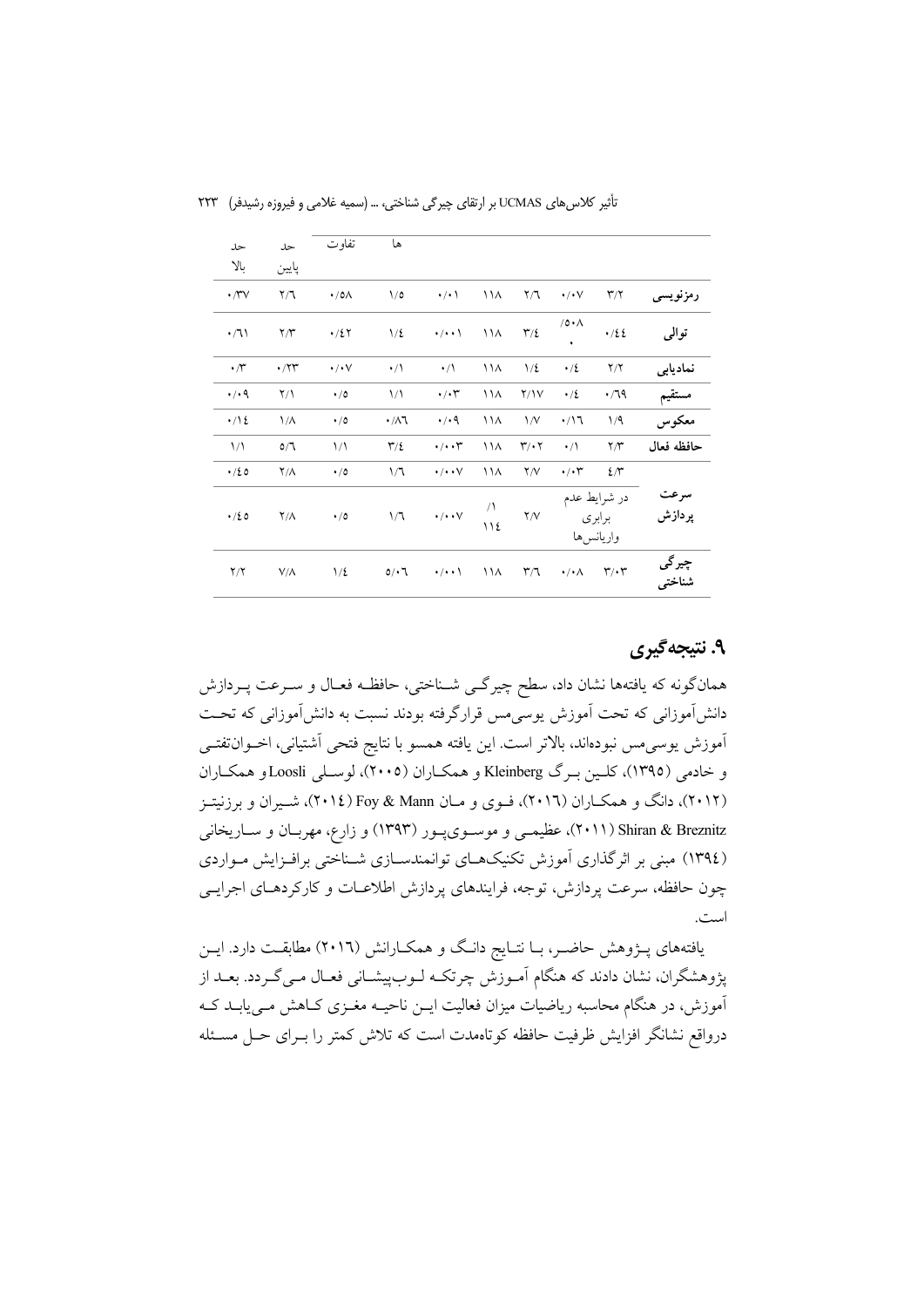| | | | | | | | تفاوت‌ها | | حد پایین | حد بالا |
|---|---|---|---|---|---|---|---|---|---|---|
| رمزنویسی | ۳/۲ | ۰/۰۷ | ۲/٦ | ۱۱۸ | ۰/۰۱ | ۱/٥ | ۰/٥۸ | ۲/٦ | ۰/۳۷ |
| توالی | ۰/٤٤ | ۰/٥۰۸ | ۳/٤ | ۱۱۸ | ۰/۰۰۱ | ۱/٤ | ۰/٤۲ | ۲/۳ | ۰/٦۱ |
| نمادیابی | ۲/۲ | ۰/٤ | ۱/٤ | ۱۱۸ | ۰/۱ | ۰/۱ | ۰/۰۷ | ۰/۲۳ | ۰/۳ |
| مستقیم | ۰/٦۹ | ۰/٤ | ۲/۱۷ | ۱۱۸ | ۰/۰۳ | ۱/۱ | ۰/٥ | ۲/۱ | ۰/۰۹ |
| معکوس | ۱/۹ | ۰/۱٦ | ۱/۷ | ۱۱۸ | ۰/۰۹ | ۰/۸٦ | ۰/٥ | ۱/۸ | ۰/۱٤ |
| حافظه فعال | ۲/۳ | ۰/۱ | ۳/۰۲ | ۱۱۸ | ۰/۰۰۳ | ۳/٤ | ۱/۱ | ٥/٦ | ۱/۱ |
| سرعت پردازش | ٤/۳ | ۰/۰۳ | ۲/۷ | ۱۱۸ | ۰/۰۰۷ | ۱/٦ | ۰/٥ | ۲/۸ | ۰/٤٥ |
| | در شرایط عدم برابری واریانس‌ها | | ۲/۷ | ۱/۱۱٤ | ۰/۰۰۷ | ۱/٦ | ۰/٥ | ۲/۸ | ۰/٤٥ |
| چیرگی شناختی | ۳/۰۳ | ۰/۰۸ | ۳/٦ | ۱۱۸ | ۰/۰۰۱ | ٥/۰٦ | ۱/٤ | ۷/۸ | ۲/۲ |

## ۹. نتیجه‌گیری

همان‌گونه که یافته‌ها نشان داد، سطح چیرگی شناختی، حافظه فعال و سرعت پردازش دانش‌آموزانی که تحت آموزش یوسی‌مس قرارگرفته بودند نسبت به دانش‌آموزانی که تحت آموزش یوسی‌مس نبوده‌اند، بالاتر است. این یافته همسو با نتایج فتحی آشتیانی، اخوان‌تفتی و خادمی (۱۳۹٥)، کلین برگ Kleinberg و همکاران (۲۰۰٥)، لوسلی Loosli و همکاران (۲۰۱۲)، دانگ و همکاران (۲۰۱٦)، فوی و مان Foy & Mann (۲۰۱٤)، شیران و برزنیتز Shiran & Breznitz (۲۰۱۱)، عظیمی و موسوی‌پور (۱۳۹۳) و زارع، مهربان و ساریخانی (۱۳۹٤) مبنی بر اثرگذاری آموزش تکنیک‌های توانمندسازی شناختی برافزایش مواردی چون حافظه، سرعت پردازش، توجه، فرایندهای پردازش اطلاعات و کارکردهای اجرایی است.

یافته‌های پژوهش حاضر، با نتایج دانگ و همکارانش (۲۰۱٦) مطابقت دارد. این پژوهشگران، نشان دادند که هنگام آموزش چرتکه لوب‌پیشانی فعال می‌گردد. بعد از آموزش، در هنگام محاسبه ریاضیات میزان فعالیت این ناحیه مغزی کاهش می‌یابد که درواقع نشانگر افزایش ظرفیت حافظه کوتاه‌مدت است که تلاش کمتر را برای حل مسئله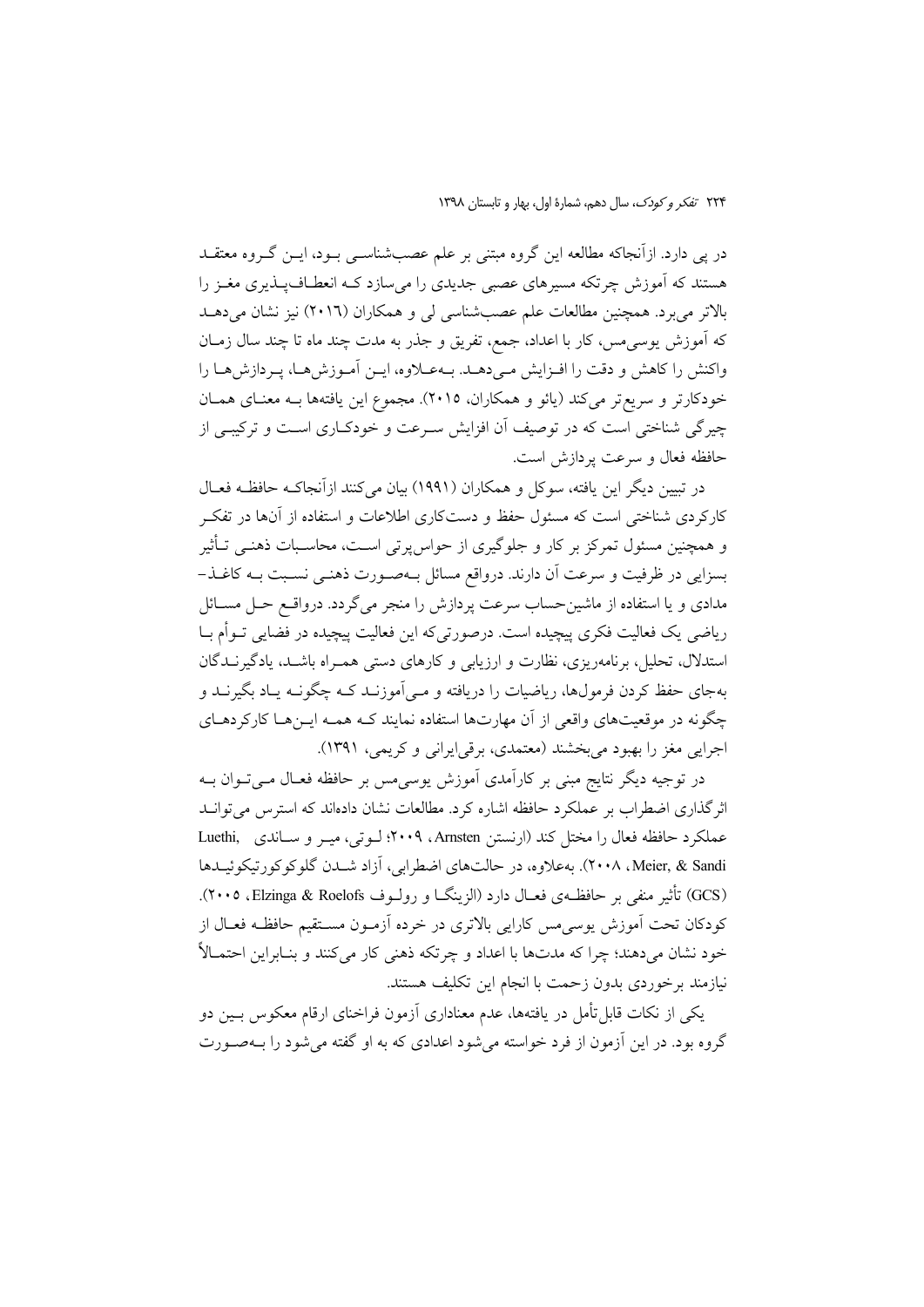در پی دارد. ازآنجاکه مطالعه این گروه مبتنی بر علم عصب‌شناسی بود، این گروه معتقد هستند که آموزش چرتکه مسیرهای عصبی جدیدی را می‌سازد که انعطاف‌پذیری مغز را بالاتر می‌برد. همچنین مطالعات علم عصب‌شناسی لی و همکاران (۲۰۱۶) نیز نشان می‌دهد که آموزش یوسی‌مس، کار با اعداد، جمع، تفریق و جذر به مدت چند ماه تا چند سال زمان واکنش را کاهش و دقت را افزایش می‌دهد. به‌علاوه، این آموزش‌ها، پردازش‌ها را خودکارتر و سریع‌تر می‌کند (یائو و همکاران، ۲۰۱۵). مجموع این یافته‌ها به معنای همان چیرگی شناختی است که در توصیف آن افزایش سرعت و خودکاری است و ترکیبی از حافظه فعال و سرعت پردازش است.

در تبیین دیگر این یافته، سوکل و همکاران (۱۹۹۱) بیان می‌کنند ازآنجاکه حافظه فعال کارکردی شناختی است که مسئول حفظ و دست‌کاری اطلاعات و استفاده از آن‌ها در تفکر و همچنین مسئول تمرکز بر کار و جلوگیری از حواس‌پرتی است، محاسبات ذهنی تأثیر بسزایی در ظرفیت و سرعت آن دارند. درواقع مسائل به‌صورت ذهنی نسبت به کاغذ-مدادی و یا استفاده از ماشین‌حساب سرعت پردازش را منجر می‌گردد. درواقع حل مسائل ریاضی یک فعالیت فکری پیچیده است. درصورتی‌که این فعالیت پیچیده در فضایی توأم با استدلال، تحلیل، برنامه‌ریزی، نظارت و ارزیابی و کارهای دستی همراه باشد، یادگیرندگان به‌جای حفظ کردن فرمول‌ها، ریاضیات را دریافته و می‌آموزند که چگونه یاد بگیرند و چگونه در موقعیت‌های واقعی از آن مهارت‌ها استفاده نمایند که همه این‌ها کارکردهای اجرایی مغز را بهبود می‌بخشند (معتمدی، برقی‌ایرانی و کریمی، ۱۳۹۱).

در توجیه دیگر نتایج مبنی بر کارآمدی آموزش یوسی‌مس بر حافظه فعال می‌توان به اثرگذاری اضطراب بر عملکرد حافظه اشاره کرد. مطالعات نشان داده‌اند که استرس می‌تواند عملکرد حافظه فعال را مختل کند (ارنستن Arnsten، ۲۰۰۹؛ لوتی، میر و ساندی Luethi, Meier, & Sandi، ۲۰۰۸). به‌علاوه، در حالت‌های اضطرابی، آزاد شدن گلوکوکورتیکوئیدها (GCS) تأثیر منفی بر حافظه‌ی فعال دارد (الزینگا و رولوف Elzinga & Roelofs، ۲۰۰۵). کودکان تحت آموزش یوسی‌مس کارایی بالاتری در خرده آزمون مستقیم حافظه فعال از خود نشان می‌دهند؛ چرا که مدت‌ها با اعداد و چرتکه ذهنی کار می‌کنند و بنابراین احتمالاً نیازمند برخوردی بدون زحمت با انجام این تکلیف هستند.

یکی از نکات قابل‌تأمل در یافته‌ها، عدم معناداری آزمون فراخنای ارقام معکوس بین دو گروه بود. در این آزمون از فرد خواسته می‌شود اعدادی که به او گفته می‌شود را به‌صورت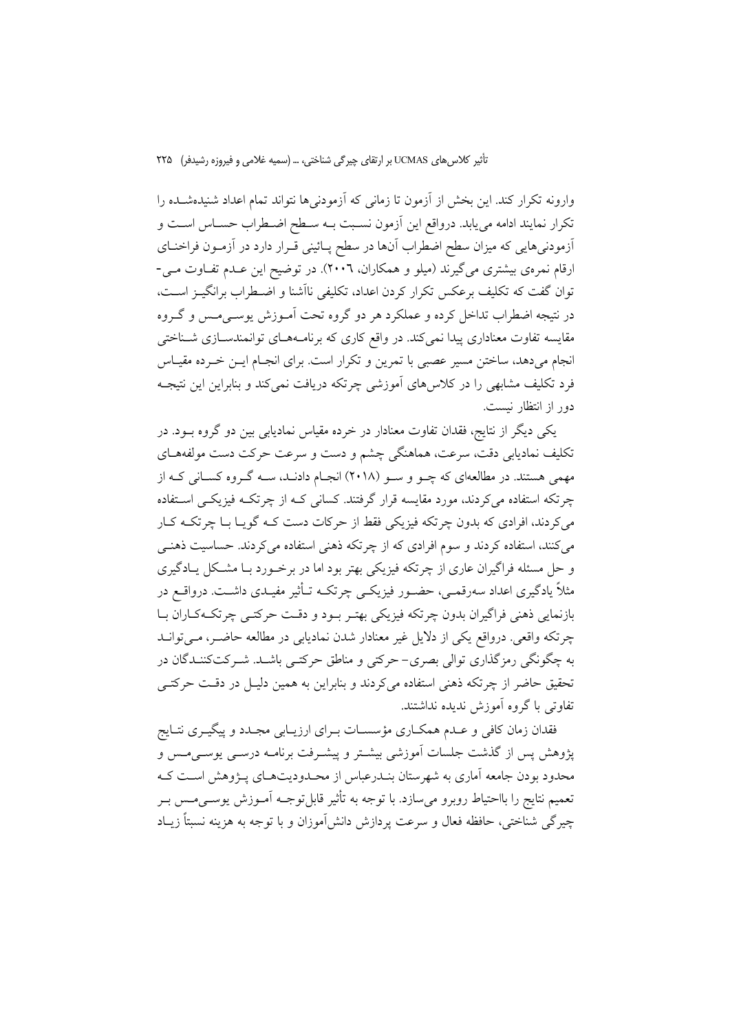وارونه تکرار کند. این بخش از آزمون تا زمانی که آزمودنی‌ها نتواند تمام اعداد شنیده‌شده را تکرار نمایند ادامه می‌یابد. درواقع این آزمون نسبت به سطح اضطراب حساس است و آزمودنی‌هایی که میزان سطح اضطراب آن‌ها در سطح پائینی قرار دارد در آزمون فراخنای ارقام نمره‌ی بیشتری می‌گیرند (میلو و همکاران، ۲۰۰۶). در توضیح این عدم تفاوت می‌توان گفت که تکلیف برعکس تکرار کردن اعداد، تکلیفی ناآشنا و اضطراب برانگیز است، در نتیجه اضطراب تداخل کرده و عملکرد هر دو گروه تحت آموزش یوسی‌مس و گروه مقایسه تفاوت معناداری پیدا نمی‌کند. در واقع کاری که برنامه‌های توانمندسازی شناختی انجام می‌دهد، ساختن مسیر عصبی با تمرین و تکرار است. برای انجام این خرده مقیاس فرد تکلیف مشابهی را در کلاس‌های آموزشی چرتکه دریافت نمی‌کند و بنابراین این نتیجه دور از انتظار نیست.

یکی دیگر از نتایج، فقدان تفاوت معنادار در خرده مقیاس نمادیابی بین دو گروه بود. در تکلیف نمادیابی دقت، سرعت، هماهنگی چشم و دست و سرعت حرکت دست مولفه‌های مهمی هستند. در مطالعه‌ای که چو و سو (۲۰۱۸) انجام دادند، سه گروه کسانی که از چرتکه استفاده می‌کردند، مورد مقایسه قرار گرفتند. کسانی که از چرتکه فیزیکی استفاده می‌کردند، افرادی که بدون چرتکه فیزیکی فقط از حرکات دست که گویا با چرتکه کار می‌کنند، استفاده کردند و سوم افرادی که از چرتکه ذهنی استفاده می‌کردند. حساسیت ذهنی و حل مسئله فراگیران عاری از چرتکه فیزیکی بهتر بود اما در برخورد با مشکل یادگیری مثلاً یادگیری اعداد سه‌رقمی، حضور فیزیکی چرتکه تأثیر مفیدی داشت. درواقع در بازنمایی ذهنی فراگیران بدون چرتکه فیزیکی بهتر بود و دقت حرکتی چرتکه‌کاران با چرتکه واقعی. درواقع یکی از دلایل غیر معنادار شدن نمادیابی در مطالعه حاضر، می‌تواند به چگونگی رمزگذاری توالی بصری- حرکتی و مناطق حرکتی باشد. شرکت‌کنندگان در تحقیق حاضر از چرتکه ذهنی استفاده می‌کردند و بنابراین به همین دلیل در دقت حرکتی تفاوتی با گروه آموزش ندیده نداشتند.

فقدان زمان کافی و عدم همکاری مؤسسات برای ارزیابی مجدد و پیگیری نتایج پژوهش پس از گذشت جلسات آموزشی بیشتر و پیشرفت برنامه درسی یوسی‌مس و محدود بودن جامعه آماری به شهرستان بندرعباس از محدودیت‌های پژوهش است که تعمیم نتایج را بااحتیاط روبرو می‌سازد. با توجه به تأثیر قابل‌توجه آموزش یوسی‌مس بر چیرگی شناختی، حافظه فعال و سرعت پردازش دانش‌آموزان و با توجه به هزینه نسبتاً زیاد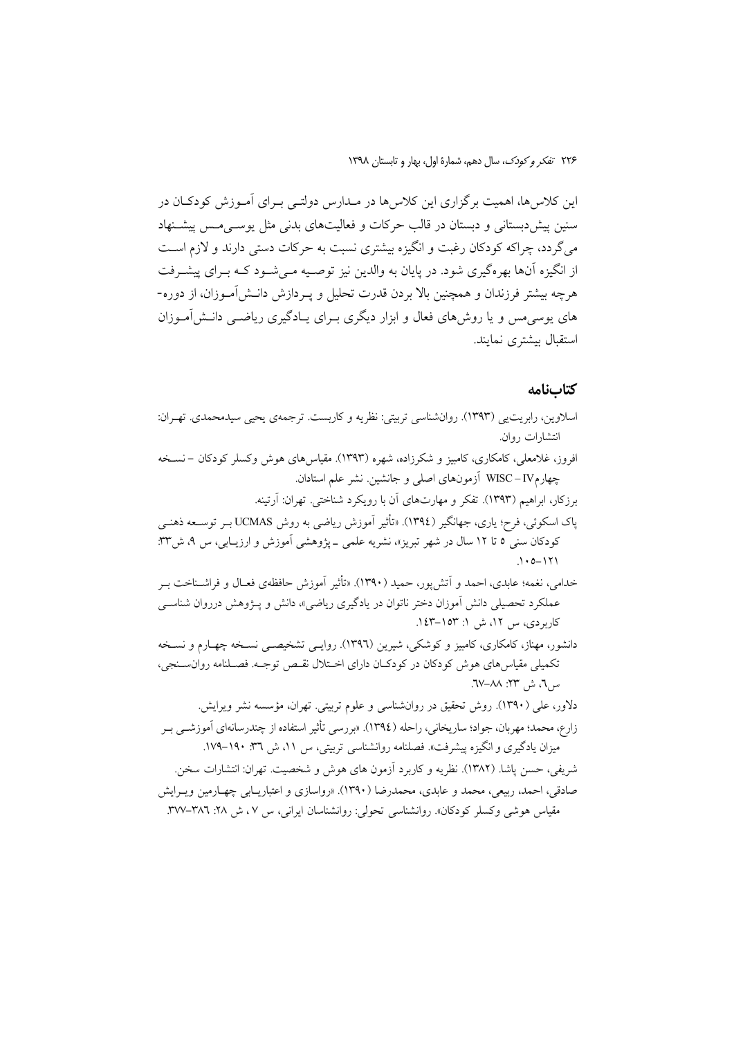این کلاس‌ها، اهمیت برگزاری این کلاس‌ها در مـدارس دولتـی بـرای آمـوزش کودکـان در سنین پیش‌دبستانی و دبستان در قالب حرکات و فعالیت‌های بدنی مثل یوسـی‌مـس پیشـنهاد می‌گردد، چراکه کودکان رغبت و انگیزه بیشتری نسبت به حرکات دستی دارند و لازم اسـت از انگیزه آن‌ها بهره‌گیری شود. در پایان به والدین نیز توصـیه مـی‌شـود کـه بـرای پیشـرفت هرچه بیشتر فرزندان و همچنین بالا بردن قدرت تحلیل و پـردازش دانـش‌آمـوزان، از دوره‌-های یوسی‌مس و یا روش‌های فعال و ابزار دیگری بـرای یـادگیری ریاضـی دانـش‌آمـوزان استقبال بیشتری نمایند.

## کتاب‌نامه

اسلاوین، رابرت‌یی (۱۳۹۳). روان‌شناسی تربیتی: نظریه و کاربست. ترجمه‌ی یحیی سیدمحمدی. تهـران: انتشارات روان.

افروز، غلامعلی، کامکاری، کامبیز و شکرزاده، شهره (۱۳۹۳). مقیاس‌های هوش وکسلر کودکان – نسـخه چهارمWISC – IV آزمون‌های اصلی و جانشین. نشر علم استادان.

برزکار، ابراهیم (۱۳۹۳). تفکر و مهارت‌های آن با رویکرد شناختی. تهران: آرتینه.

پاک اسکوئی، فرح؛ یاری، جهانگیر (۱۳۹٤). «تأثیر آموزش ریاضی به روش UCMAS بـر توسـعه ذهنـی کودکان سنی ۵ تا ۱۲ سال در شهر تبریز»، نشریه علمی ـ پژوهشی آموزش و ارزیـابی، س ۹، ش۳۳: ۱۰۵-۱۲۱.

خدامی، نغمه؛ عابدی، احمد و آتش‌پور، حمید (۱۳۹۰). «تأثیر آموزش حافظه‌ی فعـال و فراشـناخت بـر عملکرد تحصیلی دانش آموزان دختر ناتوان در یادگیری ریاضی»، دانش و پـژوهش درروان شناسـی کاربردی، س ۱۲، ش ۱: ۱۵۳-۱٤۳.

دانشور، مهناز، کامکاری، کامبیز و کوشکی، شیرین (۱۳۹٦). روایـی تشخیصـی نسـخه چهـارم و نسـخه تکمیلی مقیاس‌های هوش کودکان در کودکـان دارای اخـتلال نقـص توجـه. فصـلنامه روان‌سـنجی، س٦، ش ۲۳: ۸۸-٦۷.

دلاور، علی (۱۳۹۰). روش تحقیق در روانشناسی و علوم تربیتی. تهران: مؤسسه نشر ویرایش.

زارع، محمد؛ مهربان، جواد؛ ساریخانی، راحله (۱۳۹٤). «بررسی تأثیر استفاده از چندرسانه‌ای آموزشـی بـر میزان یادگیری و انگیزه پیشرفت». فصلنامه روانشناسی تربیتی، س ۱۱، ش ۳٦: ۱۹۰-۱۷۹.

شریفی، حسن پاشا. (۱۳۸۲). نظریه و کاربرد آزمون های هوش و شخصیت. تهران: انتشارات سخن.

صادقی، احمد، ربیعی، محمد و عابدی، محمدرضا (۱۳۹۰). «رواسازی و اعتباریـابی چهـارمین ویـرایش مقیاس هوشی وکسلر کودکان». روانشناسی تحولی: روانشناسان ایرانی، س ۷، ش ۲۸: ۳۸٦-۳۷۷.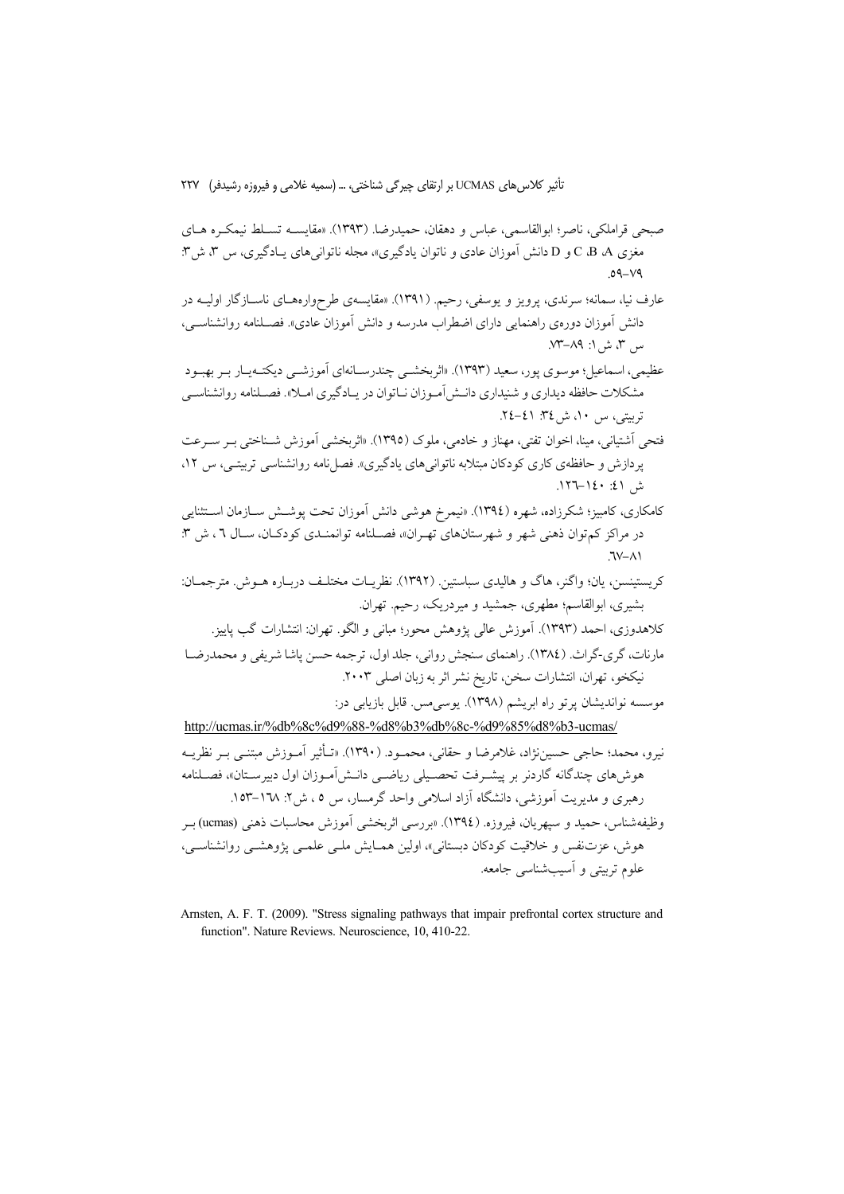صبحی قراملکی، ناصر؛ ابوالقاسمی، عباس و دهقان، حمیدرضا. (۱۳۹۳). «مقایسه تسلط نیمکره های مغزی A، B، C و D دانش آموزان عادی و ناتوان یادگیری»، مجله ناتوانی‌های یادگیری، س ۳، ش۳: ۷۹-۵۹.

عارف نیا، سمانه؛ سرندی، پرویز و یوسفی، رحیم. (۱۳۹۱). «مقایسه‌ی طرح‌واره‌های ناسازگار اولیه در دانش آموزان دوره‌ی راهنمایی دارای اضطراب مدرسه و دانش آموزان عادی». فصلنامه روانشناسی، س ۳، ش ۱: ۸۹-۷۳.

عظیمی، اسماعیل؛ موسوی پور، سعید (۱۳۹۳). «اثربخشی چندرسانه‌ای آموزشی دیکته‌یار بر بهبود مشکلات حافظه دیداری و شنیداری دانش‌آموزان ناتوان در یادگیری املا». فصلنامه روانشناسی تربیتی، س ۱۰، ش ۳٤: ٤۱-۲٤.

فتحی آشتیانی، مینا، اخوان تفتی، مهناز و خادمی، ملوک (۱۳۹۵). «اثربخشی آموزش شناختی بر سرعت پردازش و حافظه‌ی کاری کودکان مبتلابه ناتوانی‌های یادگیری». فصل‌نامه روانشناسی تربیتی، س ۱۲، ش ٤۱: ۱٤۰-۱۲٦.

کامکاری، کامبیز؛ شکرزاده، شهره (۱۳۹٤). «نیمرخ هوشی دانش آموزان تحت پوشش سازمان استثنایی در مراکز کم‌توان ذهنی شهر و شهرستان‌های تهران»، فصلنامه توانمندی کودکان، سال ٦، ش ۳: ۸۱-٦۷.

کریستینسن، یان؛ واگنر، هاگ و هالیدی سباستین. (۱۳۹۲). نظریات مختلف درباره هوش. مترجمان: بشیری، ابوالقاسم؛ مطهری، جمشید و میردریک، رحیم. تهران.

کلاهدوزی، احمد (۱۳۹۳). آموزش عالی پژوهش محور؛ مبانی و الگو. تهران: انتشارات گپ پاییز.

مارنات، گری-گراث. (۱۳۸٤). راهنمای سنجش روانی، جلد اول، ترجمه حسن پاشا شریفی و محمدرضا نیکخو، تهران، انتشارات سخن، تاریخ نشر اثر به زبان اصلی ۲۰۰۳.

موسسه نواندیشان پرتو راه ابریشم (۱۳۹۸). یوسی‌مس. قابل بازیابی در:

http://ucmas.ir/%db%8c%d9%88-%d8%b3%db%8c-%d9%85%d8%b3-ucmas/

نیرو، محمد؛ حاجی حسین‌نژاد، غلامرضا و حقانی، محمود. (۱۳۹۰). «تأثیر آموزش مبتنی بر نظریه هوش‌های چندگانه گاردنر بر پیشرفت تحصیلی ریاضی دانش‌آموزان اول دبیرستان»، فصلنامه رهبری و مدیریت آموزشی، دانشگاه آزاد اسلامی واحد گرمسار، س ۵، ش۲: ۱٦۸-۱۵۳.

وظیفه‌شناس، حمید و سپهریان، فیروزه. (۱۳۹٤). «بررسی اثربخشی آموزش محاسبات ذهنی (ucmas) بر هوش، عزت‌نفس و خلاقیت کودکان دبستانی»، اولین همایش ملی علمی پژوهشی روانشناسی، علوم تربیتی و آسیب‌شناسی جامعه.

Arnsten, A. F. T. (2009). "Stress signaling pathways that impair prefrontal cortex structure and function". Nature Reviews. Neuroscience, 10, 410-22.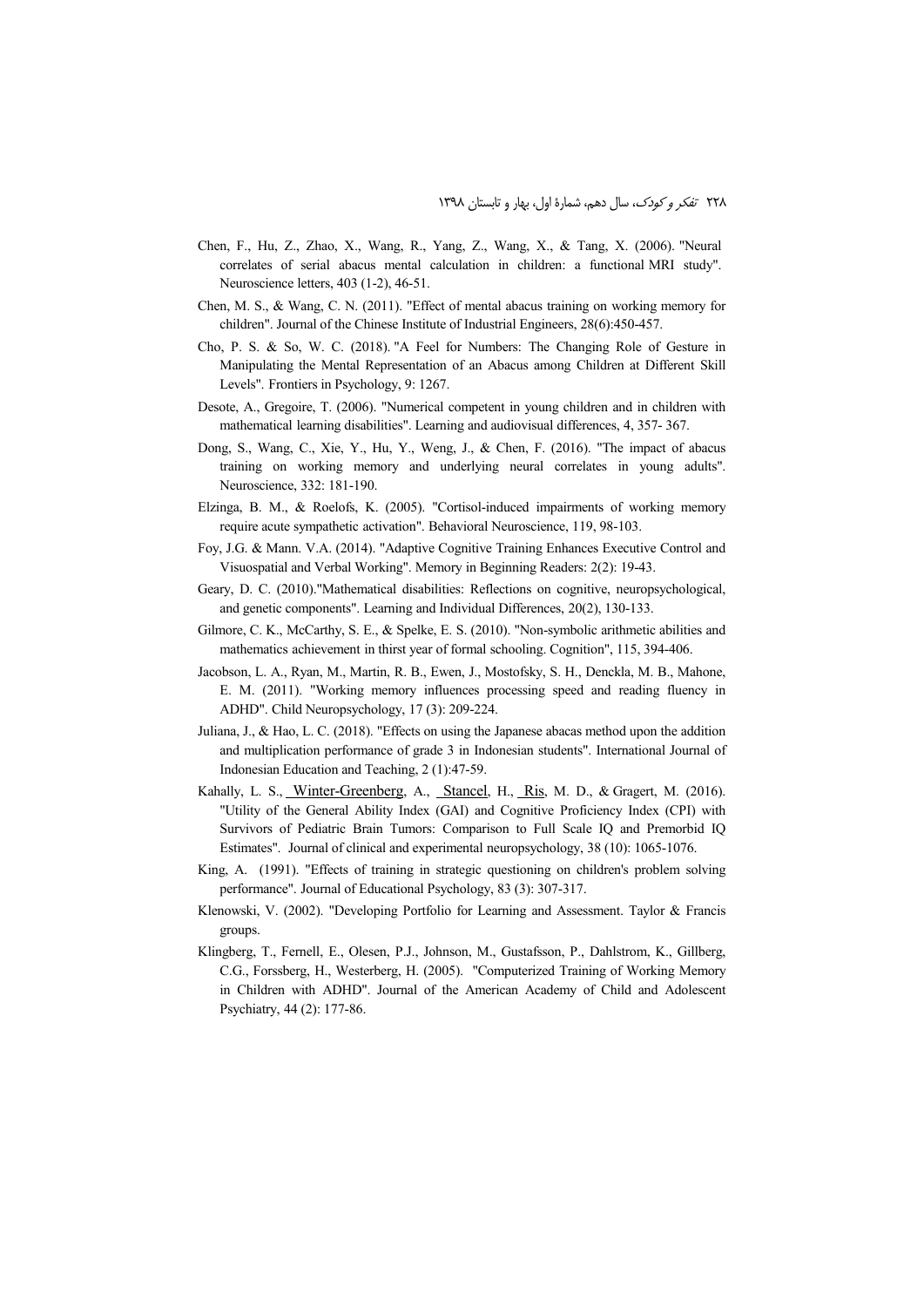Chen, F., Hu, Z., Zhao, X., Wang, R., Yang, Z., Wang, X., & Tang, X. (2006). "Neural correlates of serial abacus mental calculation in children: a functional MRI study". Neuroscience letters, 403 (1-2), 46-51.

Chen, M. S., & Wang, C. N. (2011). "Effect of mental abacus training on working memory for children". Journal of the Chinese Institute of Industrial Engineers, 28(6):450-457.

Cho, P. S. & So, W. C. (2018). "A Feel for Numbers: The Changing Role of Gesture in Manipulating the Mental Representation of an Abacus among Children at Different Skill Levels". Frontiers in Psychology, 9: 1267.

Desote, A., Gregoire, T. (2006). "Numerical competent in young children and in children with mathematical learning disabilities". Learning and audiovisual differences, 4, 357- 367.

Dong, S., Wang, C., Xie, Y., Hu, Y., Weng, J., & Chen, F. (2016). "The impact of abacus training on working memory and underlying neural correlates in young adults". Neuroscience, 332: 181-190.

Elzinga, B. M., & Roelofs, K. (2005). "Cortisol-induced impairments of working memory require acute sympathetic activation". Behavioral Neuroscience, 119, 98-103.

Foy, J.G. & Mann. V.A. (2014). "Adaptive Cognitive Training Enhances Executive Control and Visuospatial and Verbal Working". Memory in Beginning Readers: 2(2): 19-43.

Geary, D. C. (2010)."Mathematical disabilities: Reflections on cognitive, neuropsychological, and genetic components". Learning and Individual Differences, 20(2), 130-133.

Gilmore, C. K., McCarthy, S. E., & Spelke, E. S. (2010). "Non-symbolic arithmetic abilities and mathematics achievement in thirst year of formal schooling. Cognition", 115, 394-406.

Jacobson, L. A., Ryan, M., Martin, R. B., Ewen, J., Mostofsky, S. H., Denckla, M. B., Mahone, E. M. (2011). "Working memory influences processing speed and reading fluency in ADHD". Child Neuropsychology, 17 (3): 209-224.

Juliana, J., & Hao, L. C. (2018). "Effects on using the Japanese abacas method upon the addition and multiplication performance of grade 3 in Indonesian students". International Journal of Indonesian Education and Teaching, 2 (1):47-59.

Kahally, L. S., Winter-Greenberg, A., Stancel, H., Ris, M. D., & Gragert, M. (2016). "Utility of the General Ability Index (GAI) and Cognitive Proficiency Index (CPI) with Survivors of Pediatric Brain Tumors: Comparison to Full Scale IQ and Premorbid IQ Estimates". Journal of clinical and experimental neuropsychology, 38 (10): 1065-1076.

King, A. (1991). "Effects of training in strategic questioning on children's problem solving performance". Journal of Educational Psychology, 83 (3): 307-317.

Klenowski, V. (2002). "Developing Portfolio for Learning and Assessment. Taylor & Francis groups.

Klingberg, T., Fernell, E., Olesen, P.J., Johnson, M., Gustafsson, P., Dahlstrom, K., Gillberg, C.G., Forssberg, H., Westerberg, H. (2005). "Computerized Training of Working Memory in Children with ADHD". Journal of the American Academy of Child and Adolescent Psychiatry, 44 (2): 177-86.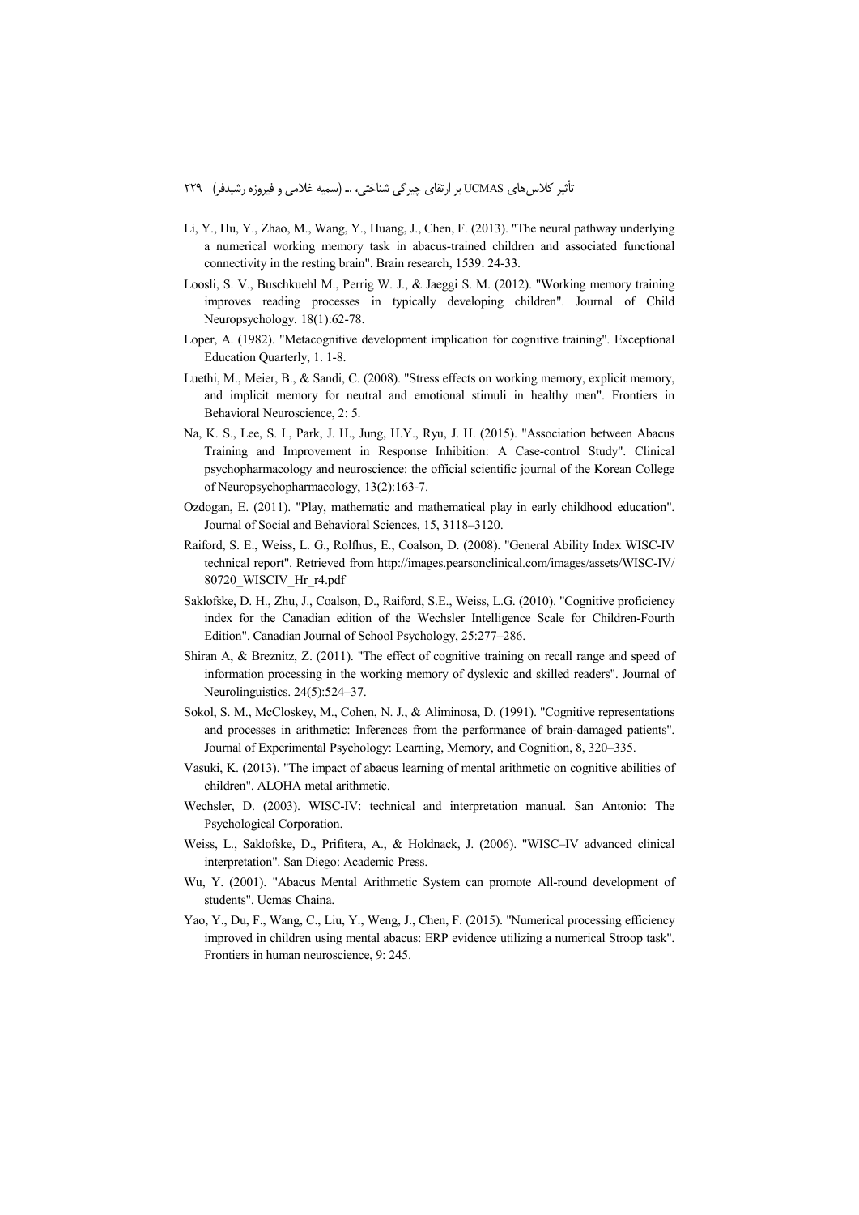Li, Y., Hu, Y., Zhao, M., Wang, Y., Huang, J., Chen, F. (2013). "The neural pathway underlying a numerical working memory task in abacus-trained children and associated functional connectivity in the resting brain". Brain research, 1539: 24-33.

Loosli, S. V., Buschkuehl M., Perrig W. J., & Jaeggi S. M. (2012). "Working memory training improves reading processes in typically developing children". Journal of Child Neuropsychology. 18(1):62-78.

Loper, A. (1982). "Metacognitive development implication for cognitive training". Exceptional Education Quarterly, 1. 1-8.

Luethi, M., Meier, B., & Sandi, C. (2008). "Stress effects on working memory, explicit memory, and implicit memory for neutral and emotional stimuli in healthy men". Frontiers in Behavioral Neuroscience, 2: 5.

Na, K. S., Lee, S. I., Park, J. H., Jung, H.Y., Ryu, J. H. (2015). "Association between Abacus Training and Improvement in Response Inhibition: A Case-control Study". Clinical psychopharmacology and neuroscience: the official scientific journal of the Korean College of Neuropsychopharmacology, 13(2):163-7.

Ozdogan, E. (2011). "Play, mathematic and mathematical play in early childhood education". Journal of Social and Behavioral Sciences, 15, 3118–3120.

Raiford, S. E., Weiss, L. G., Rolfhus, E., Coalson, D. (2008). "General Ability Index WISC-IV technical report". Retrieved from http://images.pearsonclinical.com/images/assets/WISC-IV/80720_WISCIV_Hr_r4.pdf

Saklofske, D. H., Zhu, J., Coalson, D., Raiford, S.E., Weiss, L.G. (2010). "Cognitive proficiency index for the Canadian edition of the Wechsler Intelligence Scale for Children-Fourth Edition". Canadian Journal of School Psychology, 25:277–286.

Shiran A, & Breznitz, Z. (2011). "The effect of cognitive training on recall range and speed of information processing in the working memory of dyslexic and skilled readers". Journal of Neurolinguistics. 24(5):524–37.

Sokol, S. M., McCloskey, M., Cohen, N. J., & Aliminosa, D. (1991). "Cognitive representations and processes in arithmetic: Inferences from the performance of brain-damaged patients". Journal of Experimental Psychology: Learning, Memory, and Cognition, 8, 320–335.

Vasuki, K. (2013). "The impact of abacus learning of mental arithmetic on cognitive abilities of children". ALOHA metal arithmetic.

Wechsler, D. (2003). WISC-IV: technical and interpretation manual. San Antonio: The Psychological Corporation.

Weiss, L., Saklofske, D., Prifitera, A., & Holdnack, J. (2006). "WISC–IV advanced clinical interpretation". San Diego: Academic Press.

Wu, Y. (2001). "Abacus Mental Arithmetic System can promote All-round development of students". Ucmas Chaina.

Yao, Y., Du, F., Wang, C., Liu, Y., Weng, J., Chen, F. (2015). "Numerical processing efficiency improved in children using mental abacus: ERP evidence utilizing a numerical Stroop task". Frontiers in human neuroscience, 9: 245.